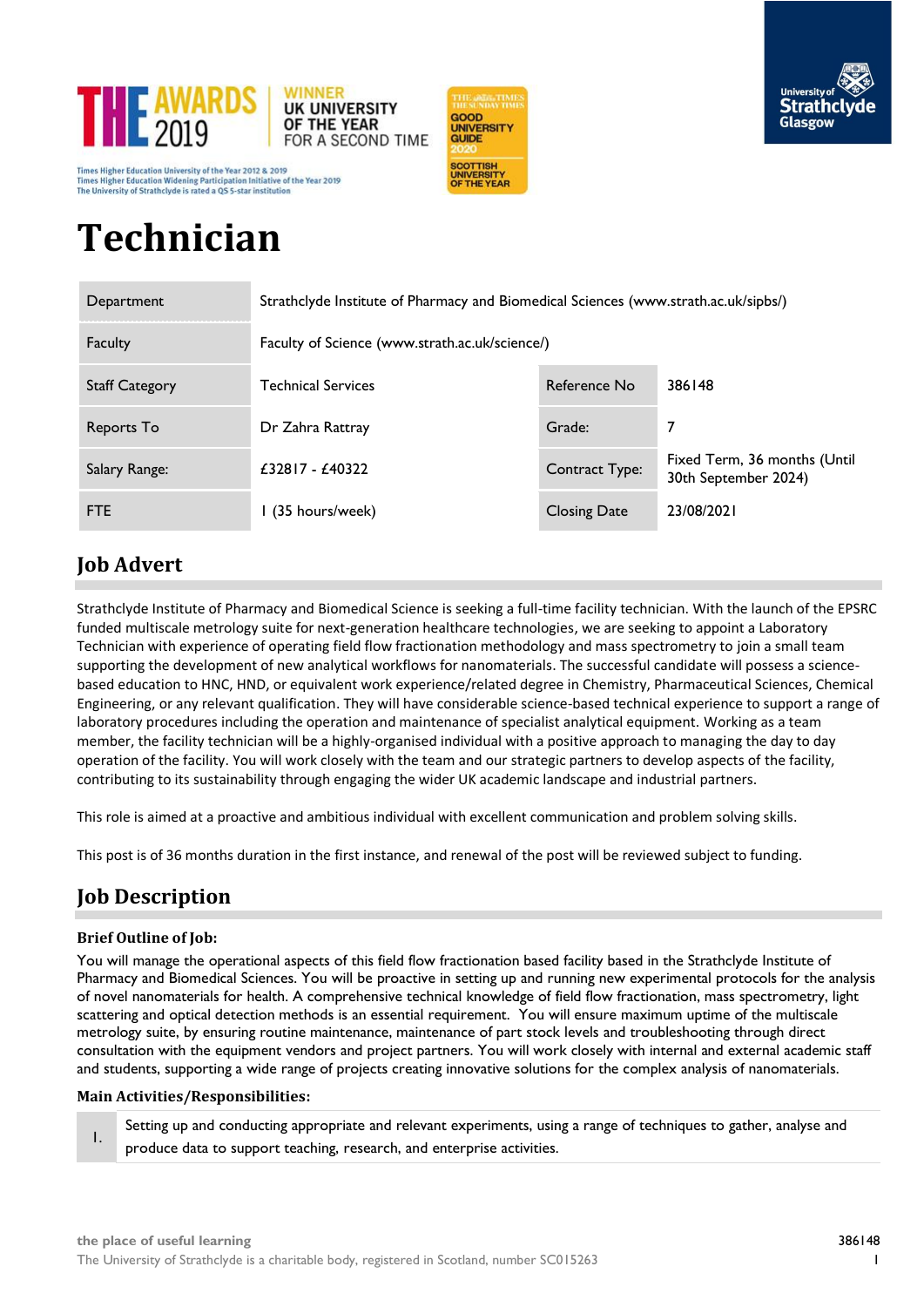THE AWARDS 2019 WINNER UK UNIVERSITY OF THE YEAR FOR A SECOND TIME

Times Higher Education University of the Year 2012 & 2019
Times Higher Education Widening Participation Initiative of the Year 2019
The University of Strathclyde is rated a QS 5-star institution

THE SUNDAY TIMES GOOD UNIVERSITY GUIDE 2020 SCOTTISH UNIVERSITY OF THE YEAR

University of Strathclyde Glasgow

# Technician

| Department | Strathclyde Institute of Pharmacy and Biomedical Sciences (www.strath.ac.uk/sipbs/) | | |
|---|---|---|---|
| Faculty | Faculty of Science (www.strath.ac.uk/science/) | | |
| Staff Category | Technical Services | Reference No | 386148 |
| Reports To | Dr Zahra Rattray | Grade: | 7 |
| Salary Range: | £32817 - £40322 | Contract Type: | Fixed Term, 36 months (Until 30th September 2024) |
| FTE | 1 (35 hours/week) | Closing Date | 23/08/2021 |

## Job Advert

Strathclyde Institute of Pharmacy and Biomedical Science is seeking a full-time facility technician. With the launch of the EPSRC funded multiscale metrology suite for next-generation healthcare technologies, we are seeking to appoint a Laboratory Technician with experience of operating field flow fractionation methodology and mass spectrometry to join a small team supporting the development of new analytical workflows for nanomaterials. The successful candidate will possess a science-based education to HNC, HND, or equivalent work experience/related degree in Chemistry, Pharmaceutical Sciences, Chemical Engineering, or any relevant qualification. They will have considerable science-based technical experience to support a range of laboratory procedures including the operation and maintenance of specialist analytical equipment. Working as a team member, the facility technician will be a highly-organised individual with a positive approach to managing the day to day operation of the facility. You will work closely with the team and our strategic partners to develop aspects of the facility, contributing to its sustainability through engaging the wider UK academic landscape and industrial partners.

This role is aimed at a proactive and ambitious individual with excellent communication and problem solving skills.

This post is of 36 months duration in the first instance, and renewal of the post will be reviewed subject to funding.

## Job Description

### Brief Outline of Job:

You will manage the operational aspects of this field flow fractionation based facility based in the Strathclyde Institute of Pharmacy and Biomedical Sciences. You will be proactive in setting up and running new experimental protocols for the analysis of novel nanomaterials for health. A comprehensive technical knowledge of field flow fractionation, mass spectrometry, light scattering and optical detection methods is an essential requirement. You will ensure maximum uptime of the multiscale metrology suite, by ensuring routine maintenance, maintenance of part stock levels and troubleshooting through direct consultation with the equipment vendors and project partners. You will work closely with internal and external academic staff and students, supporting a wide range of projects creating innovative solutions for the complex analysis of nanomaterials.

### Main Activities/Responsibilities:

1. Setting up and conducting appropriate and relevant experiments, using a range of techniques to gather, analyse and produce data to support teaching, research, and enterprise activities.

the place of useful learning
The University of Strathclyde is a charitable body, registered in Scotland, number SC015263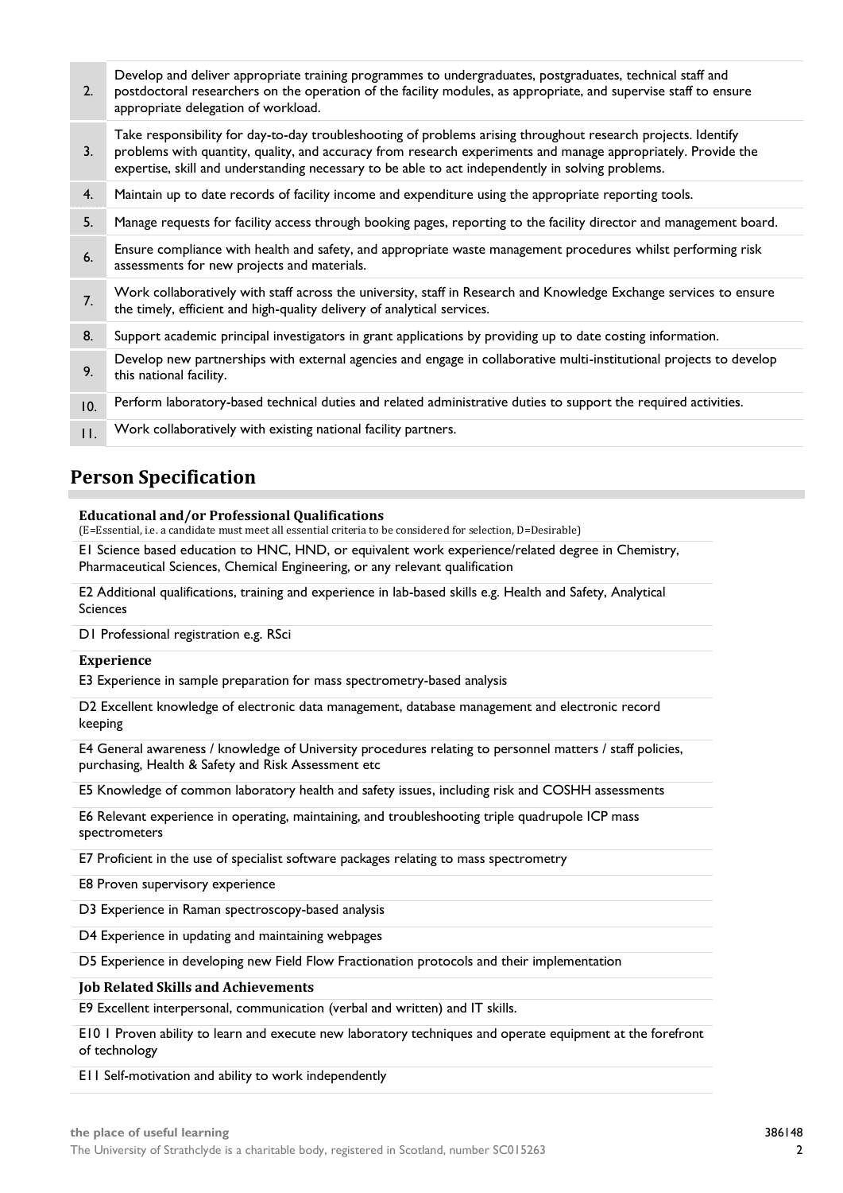| | |
|---|---|
| 2. | Develop and deliver appropriate training programmes to undergraduates, postgraduates, technical staff and postdoctoral researchers on the operation of the facility modules, as appropriate, and supervise staff to ensure appropriate delegation of workload. |
| 3. | Take responsibility for day-to-day troubleshooting of problems arising throughout research projects. Identify problems with quantity, quality, and accuracy from research experiments and manage appropriately. Provide the expertise, skill and understanding necessary to be able to act independently in solving problems. |
| 4. | Maintain up to date records of facility income and expenditure using the appropriate reporting tools. |
| 5. | Manage requests for facility access through booking pages, reporting to the facility director and management board. |
| 6. | Ensure compliance with health and safety, and appropriate waste management procedures whilst performing risk assessments for new projects and materials. |
| 7. | Work collaboratively with staff across the university, staff in Research and Knowledge Exchange services to ensure the timely, efficient and high-quality delivery of analytical services. |
| 8. | Support academic principal investigators in grant applications by providing up to date costing information. |
| 9. | Develop new partnerships with external agencies and engage in collaborative multi-institutional projects to develop this national facility. |
| 10. | Perform laboratory-based technical duties and related administrative duties to support the required activities. |
| 11. | Work collaboratively with existing national facility partners. |

## Person Specification

**Educational and/or Professional Qualifications**
(E=Essential, i.e. a candidate must meet all essential criteria to be considered for selection, D=Desirable)

E1 Science based education to HNC, HND, or equivalent work experience/related degree in Chemistry, Pharmaceutical Sciences, Chemical Engineering, or any relevant qualification

E2 Additional qualifications, training and experience in lab-based skills e.g. Health and Safety, Analytical Sciences

D1 Professional registration e.g. RSci

**Experience**

E3 Experience in sample preparation for mass spectrometry-based analysis

D2 Excellent knowledge of electronic data management, database management and electronic record keeping

E4 General awareness / knowledge of University procedures relating to personnel matters / staff policies, purchasing, Health & Safety and Risk Assessment etc

E5 Knowledge of common laboratory health and safety issues, including risk and COSHH assessments

E6 Relevant experience in operating, maintaining, and troubleshooting triple quadrupole ICP mass spectrometers

E7 Proficient in the use of specialist software packages relating to mass spectrometry

E8 Proven supervisory experience

D3 Experience in Raman spectroscopy-based analysis

D4 Experience in updating and maintaining webpages

D5 Experience in developing new Field Flow Fractionation protocols and their implementation

**Job Related Skills and Achievements**

E9 Excellent interpersonal, communication (verbal and written) and IT skills.

E10 1 Proven ability to learn and execute new laboratory techniques and operate equipment at the forefront of technology

E11 Self-motivation and ability to work independently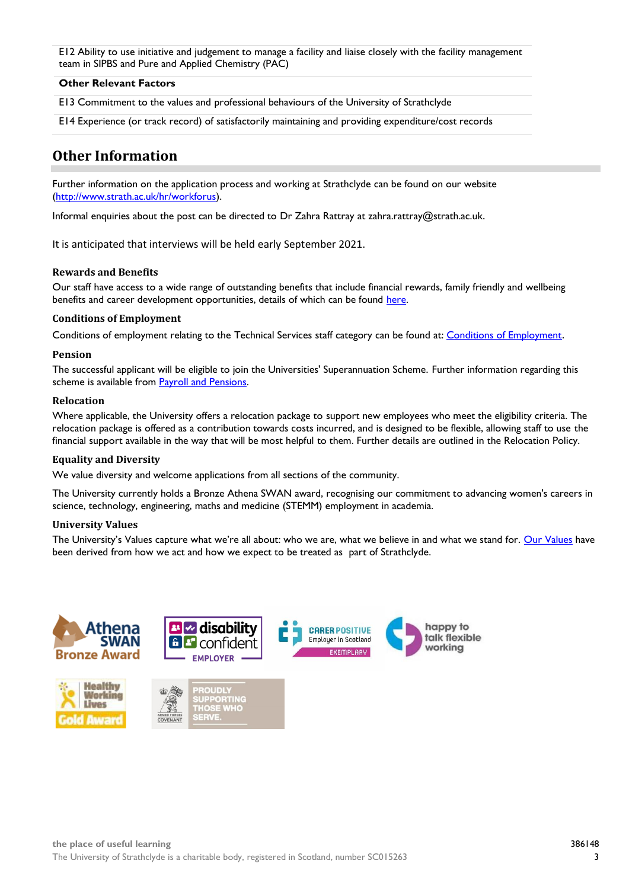| |
|---|
| E12 Ability to use initiative and judgement to manage a facility and liaise closely with the facility management team in SIPBS and Pure and Applied Chemistry (PAC) |
| **Other Relevant Factors** |
| E13 Commitment to the values and professional behaviours of the University of Strathclyde |
| E14 Experience (or track record) of satisfactorily maintaining and providing expenditure/cost records |

## Other Information

Further information on the application process and working at Strathclyde can be found on our website (http://www.strath.ac.uk/hr/workforus).

Informal enquiries about the post can be directed to Dr Zahra Rattray at zahra.rattray@strath.ac.uk.

It is anticipated that interviews will be held early September 2021.

### Rewards and Benefits

Our staff have access to a wide range of outstanding benefits that include financial rewards, family friendly and wellbeing benefits and career development opportunities, details of which can be found here.

### Conditions of Employment

Conditions of employment relating to the Technical Services staff category can be found at: Conditions of Employment.

### Pension

The successful applicant will be eligible to join the Universities' Superannuation Scheme. Further information regarding this scheme is available from Payroll and Pensions.

### Relocation

Where applicable, the University offers a relocation package to support new employees who meet the eligibility criteria. The relocation package is offered as a contribution towards costs incurred, and is designed to be flexible, allowing staff to use the financial support available in the way that will be most helpful to them. Further details are outlined in the Relocation Policy.

### Equality and Diversity

We value diversity and welcome applications from all sections of the community.

The University currently holds a Bronze Athena SWAN award, recognising our commitment to advancing women's careers in science, technology, engineering, maths and medicine (STEMM) employment in academia.

### University Values

The University's Values capture what we're all about: who we are, what we believe in and what we stand for. Our Values have been derived from how we act and how we expect to be treated as part of Strathclyde.

the place of useful learning

The University of Strathclyde is a charitable body, registered in Scotland, number SC015263

386148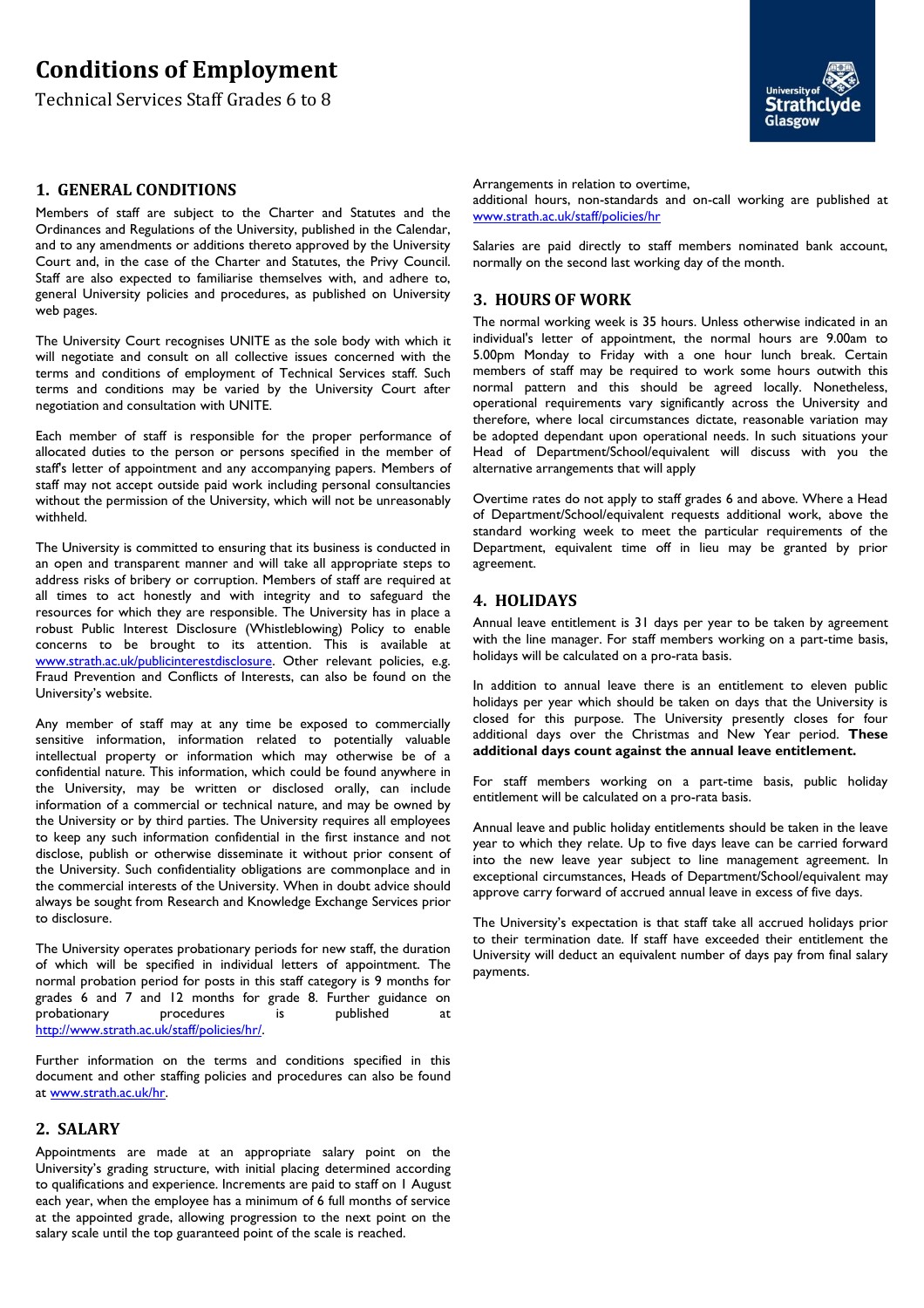# Conditions of Employment

Technical Services Staff Grades 6 to 8

## 1. GENERAL CONDITIONS

Members of staff are subject to the Charter and Statutes and the Ordinances and Regulations of the University, published in the Calendar, and to any amendments or additions thereto approved by the University Court and, in the case of the Charter and Statutes, the Privy Council. Staff are also expected to familiarise themselves with, and adhere to, general University policies and procedures, as published on University web pages.

The University Court recognises UNITE as the sole body with which it will negotiate and consult on all collective issues concerned with the terms and conditions of employment of Technical Services staff. Such terms and conditions may be varied by the University Court after negotiation and consultation with UNITE.

Each member of staff is responsible for the proper performance of allocated duties to the person or persons specified in the member of staff's letter of appointment and any accompanying papers. Members of staff may not accept outside paid work including personal consultancies without the permission of the University, which will not be unreasonably withheld.

The University is committed to ensuring that its business is conducted in an open and transparent manner and will take all appropriate steps to address risks of bribery or corruption. Members of staff are required at all times to act honestly and with integrity and to safeguard the resources for which they are responsible. The University has in place a robust Public Interest Disclosure (Whistleblowing) Policy to enable concerns to be brought to its attention. This is available at www.strath.ac.uk/publicinterestdisclosure. Other relevant policies, e.g. Fraud Prevention and Conflicts of Interests, can also be found on the University's website.

Any member of staff may at any time be exposed to commercially sensitive information, information related to potentially valuable intellectual property or information which may otherwise be of a confidential nature. This information, which could be found anywhere in the University, may be written or disclosed orally, can include information of a commercial or technical nature, and may be owned by the University or by third parties. The University requires all employees to keep any such information confidential in the first instance and not disclose, publish or otherwise disseminate it without prior consent of the University. Such confidentiality obligations are commonplace and in the commercial interests of the University. When in doubt advice should always be sought from Research and Knowledge Exchange Services prior to disclosure.

The University operates probationary periods for new staff, the duration of which will be specified in individual letters of appointment. The normal probation period for posts in this staff category is 9 months for grades 6 and 7 and 12 months for grade 8. Further guidance on probationary procedures is published at http://www.strath.ac.uk/staff/policies/hr/.

Further information on the terms and conditions specified in this document and other staffing policies and procedures can also be found at www.strath.ac.uk/hr.

## 2. SALARY

Appointments are made at an appropriate salary point on the University's grading structure, with initial placing determined according to qualifications and experience. Increments are paid to staff on 1 August each year, when the employee has a minimum of 6 full months of service at the appointed grade, allowing progression to the next point on the salary scale until the top guaranteed point of the scale is reached.

Arrangements in relation to overtime,
additional hours, non-standards and on-call working are published at www.strath.ac.uk/staff/policies/hr

Salaries are paid directly to staff members nominated bank account, normally on the second last working day of the month.

## 3. HOURS OF WORK

The normal working week is 35 hours. Unless otherwise indicated in an individual's letter of appointment, the normal hours are 9.00am to 5.00pm Monday to Friday with a one hour lunch break. Certain members of staff may be required to work some hours outwith this normal pattern and this should be agreed locally. Nonetheless, operational requirements vary significantly across the University and therefore, where local circumstances dictate, reasonable variation may be adopted dependant upon operational needs. In such situations your Head of Department/School/equivalent will discuss with you the alternative arrangements that will apply

Overtime rates do not apply to staff grades 6 and above. Where a Head of Department/School/equivalent requests additional work, above the standard working week to meet the particular requirements of the Department, equivalent time off in lieu may be granted by prior agreement.

## 4. HOLIDAYS

Annual leave entitlement is 31 days per year to be taken by agreement with the line manager. For staff members working on a part-time basis, holidays will be calculated on a pro-rata basis.

In addition to annual leave there is an entitlement to eleven public holidays per year which should be taken on days that the University is closed for this purpose. The University presently closes for four additional days over the Christmas and New Year period. **These additional days count against the annual leave entitlement.**

For staff members working on a part-time basis, public holiday entitlement will be calculated on a pro-rata basis.

Annual leave and public holiday entitlements should be taken in the leave year to which they relate. Up to five days leave can be carried forward into the new leave year subject to line management agreement. In exceptional circumstances, Heads of Department/School/equivalent may approve carry forward of accrued annual leave in excess of five days.

The University's expectation is that staff take all accrued holidays prior to their termination date. If staff have exceeded their entitlement the University will deduct an equivalent number of days pay from final salary payments.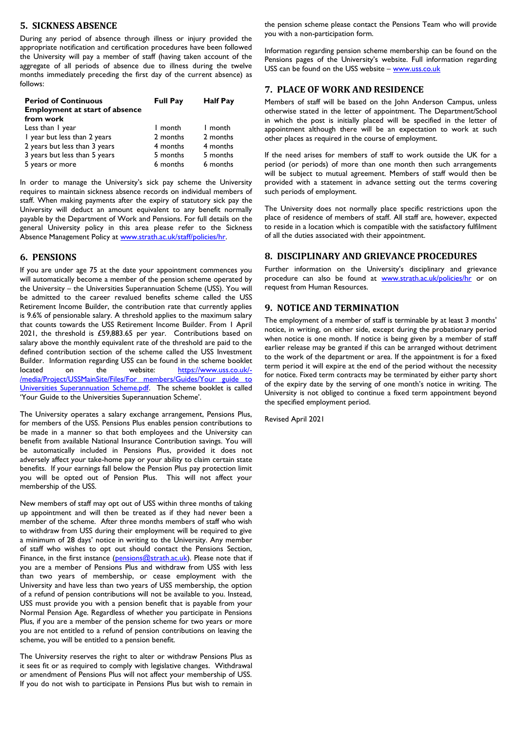## 5. SICKNESS ABSENCE

During any period of absence through illness or injury provided the appropriate notification and certification procedures have been followed the University will pay a member of staff (having taken account of the aggregate of all periods of absence due to illness during the twelve months immediately preceding the first day of the current absence) as follows:

| Period of Continuous Employment at start of absence from work | Full Pay | Half Pay |
|---|---|---|
| Less than 1 year | 1 month | 1 month |
| 1 year but less than 2 years | 2 months | 2 months |
| 2 years but less than 3 years | 4 months | 4 months |
| 3 years but less than 5 years | 5 months | 5 months |
| 5 years or more | 6 months | 6 months |

In order to manage the University's sick pay scheme the University requires to maintain sickness absence records on individual members of staff. When making payments after the expiry of statutory sick pay the University will deduct an amount equivalent to any benefit normally payable by the Department of Work and Pensions. For full details on the general University policy in this area please refer to the Sickness Absence Management Policy at www.strath.ac.uk/staff/policies/hr.

## 6. PENSIONS

If you are under age 75 at the date your appointment commences you will automatically become a member of the pension scheme operated by the University – the Universities Superannuation Scheme (USS). You will be admitted to the career revalued benefits scheme called the USS Retirement Income Builder, the contribution rate that currently applies is 9.6% of pensionable salary. A threshold applies to the maximum salary that counts towards the USS Retirement Income Builder. From 1 April 2021, the threshold is £59,883.65 per year. Contributions based on salary above the monthly equivalent rate of the threshold are paid to the defined contribution section of the scheme called the USS Investment Builder. Information regarding USS can be found in the scheme booklet located on the website: https://www.uss.co.uk/-/media/Project/USSMainSite/Files/For members/Guides/Your guide to Universities Superannuation Scheme.pdf. The scheme booklet is called 'Your Guide to the Universities Superannuation Scheme'.

The University operates a salary exchange arrangement, Pensions Plus, for members of the USS. Pensions Plus enables pension contributions to be made in a manner so that both employees and the University can benefit from available National Insurance Contribution savings. You will be automatically included in Pensions Plus, provided it does not adversely affect your take-home pay or your ability to claim certain state benefits. If your earnings fall below the Pension Plus pay protection limit you will be opted out of Pension Plus. This will not affect your membership of the USS.

New members of staff may opt out of USS within three months of taking up appointment and will then be treated as if they had never been a member of the scheme. After three months members of staff who wish to withdraw from USS during their employment will be required to give a minimum of 28 days' notice in writing to the University. Any member of staff who wishes to opt out should contact the Pensions Section, Finance, in the first instance (pensions@strath.ac.uk). Please note that if you are a member of Pensions Plus and withdraw from USS with less than two years of membership, or cease employment with the University and have less than two years of USS membership, the option of a refund of pension contributions will not be available to you. Instead, USS must provide you with a pension benefit that is payable from your Normal Pension Age. Regardless of whether you participate in Pensions Plus, if you are a member of the pension scheme for two years or more you are not entitled to a refund of pension contributions on leaving the scheme, you will be entitled to a pension benefit.

The University reserves the right to alter or withdraw Pensions Plus as it sees fit or as required to comply with legislative changes. Withdrawal or amendment of Pensions Plus will not affect your membership of USS. If you do not wish to participate in Pensions Plus but wish to remain in the pension scheme please contact the Pensions Team who will provide you with a non-participation form.

Information regarding pension scheme membership can be found on the Pensions pages of the University's website. Full information regarding USS can be found on the USS website – www.uss.co.uk

## 7. PLACE OF WORK AND RESIDENCE

Members of staff will be based on the John Anderson Campus, unless otherwise stated in the letter of appointment. The Department/School in which the post is initially placed will be specified in the letter of appointment although there will be an expectation to work at such other places as required in the course of employment.

If the need arises for members of staff to work outside the UK for a period (or periods) of more than one month then such arrangements will be subject to mutual agreement. Members of staff would then be provided with a statement in advance setting out the terms covering such periods of employment.

The University does not normally place specific restrictions upon the place of residence of members of staff. All staff are, however, expected to reside in a location which is compatible with the satisfactory fulfilment of all the duties associated with their appointment.

## 8. DISCIPLINARY AND GRIEVANCE PROCEDURES

Further information on the University's disciplinary and grievance procedure can also be found at www.strath.ac.uk/policies/hr or on request from Human Resources.

## 9. NOTICE AND TERMINATION

The employment of a member of staff is terminable by at least 3 months' notice, in writing, on either side, except during the probationary period when notice is one month. If notice is being given by a member of staff earlier release may be granted if this can be arranged without detriment to the work of the department or area. If the appointment is for a fixed term period it will expire at the end of the period without the necessity for notice. Fixed term contracts may be terminated by either party short of the expiry date by the serving of one month's notice in writing. The University is not obliged to continue a fixed term appointment beyond the specified employment period.

Revised April 2021